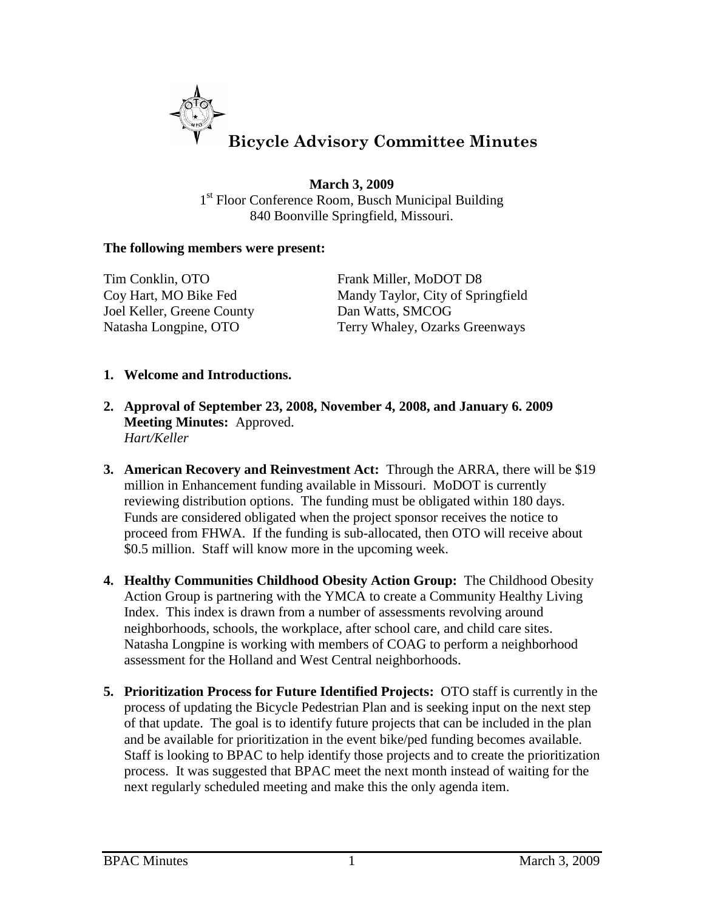# Bicycle Advisory Committee Minutes

**March 3, 2009**
1st Floor Conference Room, Busch Municipal Building
840 Boonville Springfield, Missouri.

**The following members were present:**

Tim Conklin, OTO
Coy Hart, MO Bike Fed
Joel Keller, Greene County
Natasha Longpine, OTO
Frank Miller, MoDOT D8
Mandy Taylor, City of Springfield
Dan Watts, SMCOG
Terry Whaley, Ozarks Greenways

1. **Welcome and Introductions.**

2. **Approval of September 23, 2008, November 4, 2008, and January 6. 2009 Meeting Minutes:** Approved.
   *Hart/Keller*

3. **American Recovery and Reinvestment Act:** Through the ARRA, there will be $19 million in Enhancement funding available in Missouri. MoDOT is currently reviewing distribution options. The funding must be obligated within 180 days. Funds are considered obligated when the project sponsor receives the notice to proceed from FHWA. If the funding is sub-allocated, then OTO will receive about $0.5 million. Staff will know more in the upcoming week.

4. **Healthy Communities Childhood Obesity Action Group:** The Childhood Obesity Action Group is partnering with the YMCA to create a Community Healthy Living Index. This index is drawn from a number of assessments revolving around neighborhoods, schools, the workplace, after school care, and child care sites. Natasha Longpine is working with members of COAG to perform a neighborhood assessment for the Holland and West Central neighborhoods.

5. **Prioritization Process for Future Identified Projects:** OTO staff is currently in the process of updating the Bicycle Pedestrian Plan and is seeking input on the next step of that update. The goal is to identify future projects that can be included in the plan and be available for prioritization in the event bike/ped funding becomes available. Staff is looking to BPAC to help identify those projects and to create the prioritization process. It was suggested that BPAC meet the next month instead of waiting for the next regularly scheduled meeting and make this the only agenda item.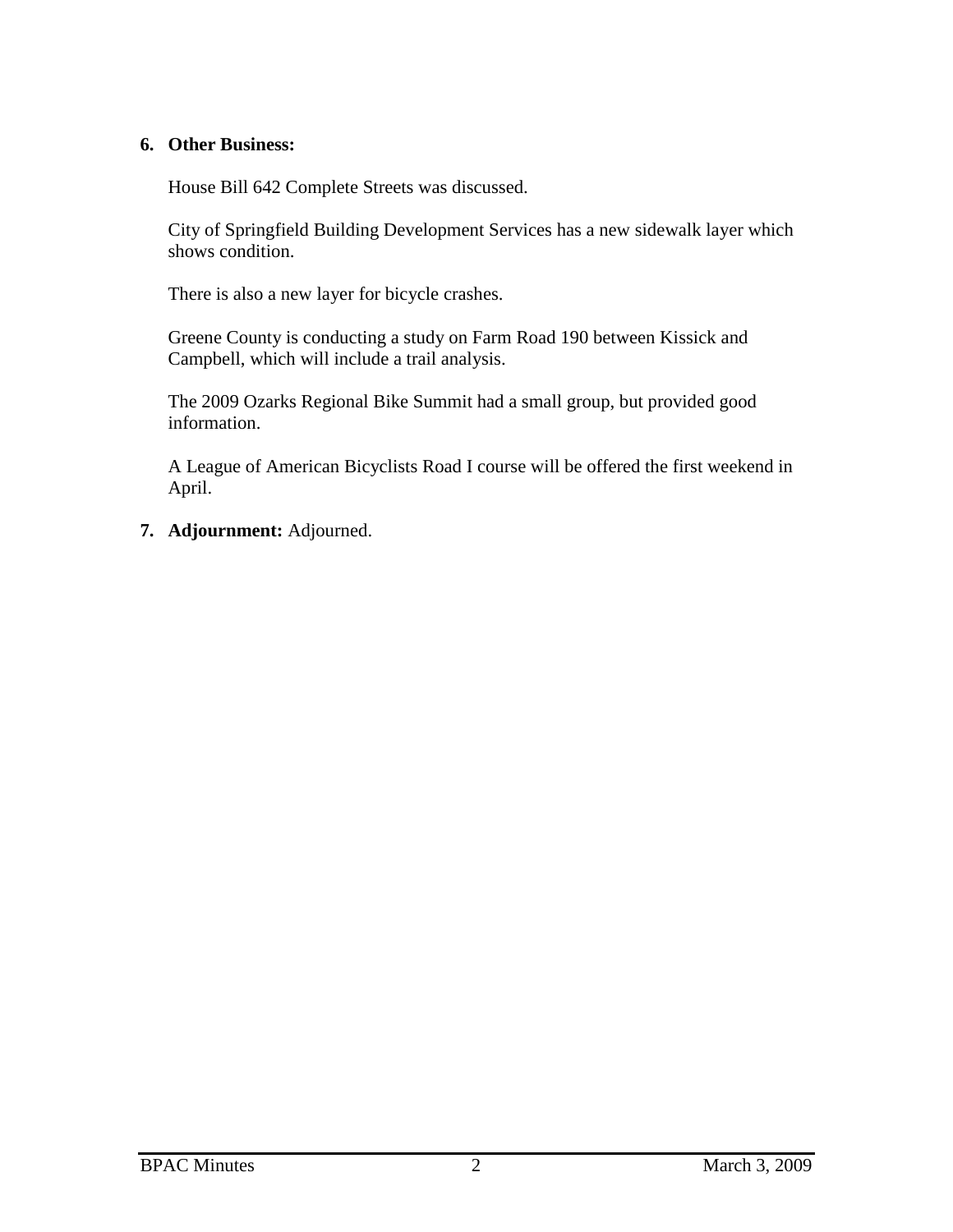6. **Other Business:**

   House Bill 642 Complete Streets was discussed.

   City of Springfield Building Development Services has a new sidewalk layer which shows condition.

   There is also a new layer for bicycle crashes.

   Greene County is conducting a study on Farm Road 190 between Kissick and Campbell, which will include a trail analysis.

   The 2009 Ozarks Regional Bike Summit had a small group, but provided good information.

   A League of American Bicyclists Road I course will be offered the first weekend in April.

7. **Adjournment:** Adjourned.